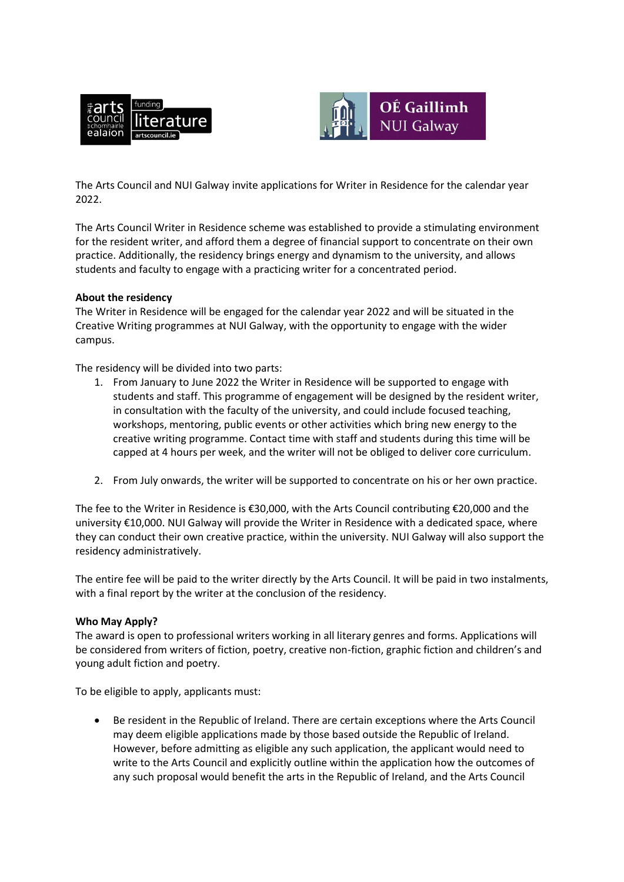The Arts Council and NUI Galway invite applications for Writer in Residence for the calendar year 2022.

The Arts Council Writer in Residence scheme was established to provide a stimulating environment for the resident writer, and afford them a degree of financial support to concentrate on their own practice. Additionally, the residency brings energy and dynamism to the university, and allows students and faculty to engage with a practicing writer for a concentrated period.

**About the residency**

The Writer in Residence will be engaged for the calendar year 2022 and will be situated in the Creative Writing programmes at NUI Galway, with the opportunity to engage with the wider campus.

The residency will be divided into two parts:

1. From January to June 2022 the Writer in Residence will be supported to engage with students and staff. This programme of engagement will be designed by the resident writer, in consultation with the faculty of the university, and could include focused teaching, workshops, mentoring, public events or other activities which bring new energy to the creative writing programme. Contact time with staff and students during this time will be capped at 4 hours per week, and the writer will not be obliged to deliver core curriculum.

2. From July onwards, the writer will be supported to concentrate on his or her own practice.

The fee to the Writer in Residence is €30,000, with the Arts Council contributing €20,000 and the university €10,000. NUI Galway will provide the Writer in Residence with a dedicated space, where they can conduct their own creative practice, within the university. NUI Galway will also support the residency administratively.

The entire fee will be paid to the writer directly by the Arts Council. It will be paid in two instalments, with a final report by the writer at the conclusion of the residency.

**Who May Apply?**

The award is open to professional writers working in all literary genres and forms. Applications will be considered from writers of fiction, poetry, creative non-fiction, graphic fiction and children's and young adult fiction and poetry.

To be eligible to apply, applicants must:

- Be resident in the Republic of Ireland. There are certain exceptions where the Arts Council may deem eligible applications made by those based outside the Republic of Ireland. However, before admitting as eligible any such application, the applicant would need to write to the Arts Council and explicitly outline within the application how the outcomes of any such proposal would benefit the arts in the Republic of Ireland, and the Arts Council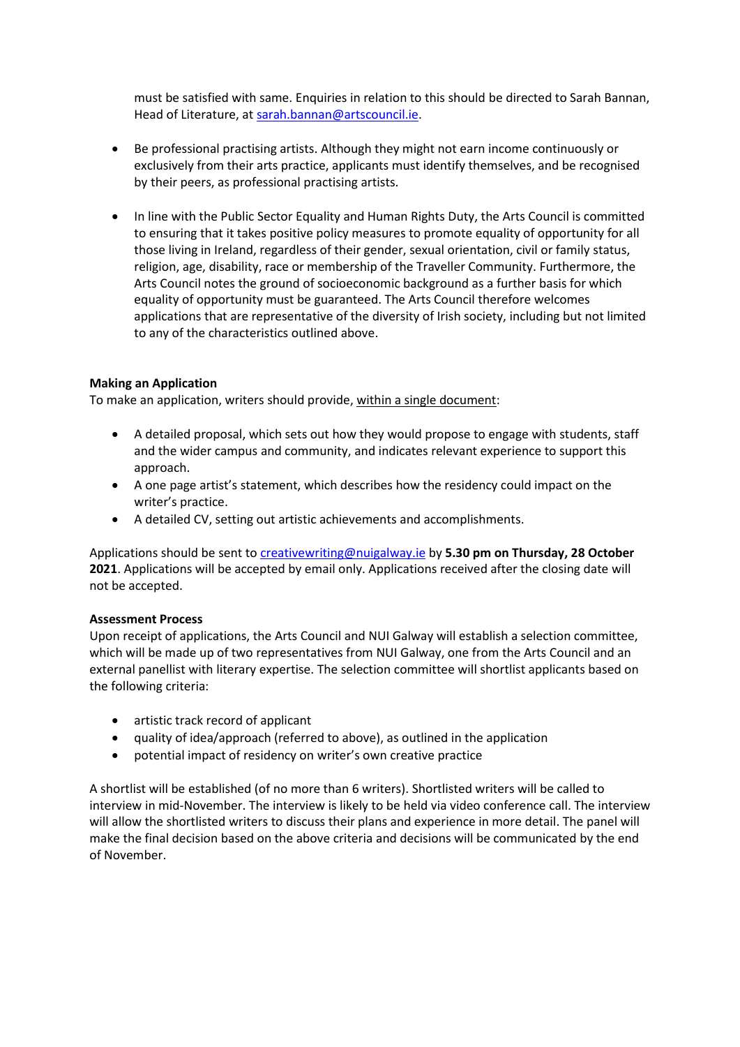must be satisfied with same. Enquiries in relation to this should be directed to Sarah Bannan, Head of Literature, at sarah.bannan@artscouncil.ie.

- Be professional practising artists. Although they might not earn income continuously or exclusively from their arts practice, applicants must identify themselves, and be recognised by their peers, as professional practising artists.

- In line with the Public Sector Equality and Human Rights Duty, the Arts Council is committed to ensuring that it takes positive policy measures to promote equality of opportunity for all those living in Ireland, regardless of their gender, sexual orientation, civil or family status, religion, age, disability, race or membership of the Traveller Community. Furthermore, the Arts Council notes the ground of socioeconomic background as a further basis for which equality of opportunity must be guaranteed. The Arts Council therefore welcomes applications that are representative of the diversity of Irish society, including but not limited to any of the characteristics outlined above.

**Making an Application**

To make an application, writers should provide, <u>within a single document</u>:

- A detailed proposal, which sets out how they would propose to engage with students, staff and the wider campus and community, and indicates relevant experience to support this approach.
- A one page artist's statement, which describes how the residency could impact on the writer's practice.
- A detailed CV, setting out artistic achievements and accomplishments.

Applications should be sent to creativewriting@nuigalway.ie by **5.30 pm on Thursday, 28 October 2021**. Applications will be accepted by email only. Applications received after the closing date will not be accepted.

**Assessment Process**

Upon receipt of applications, the Arts Council and NUI Galway will establish a selection committee, which will be made up of two representatives from NUI Galway, one from the Arts Council and an external panellist with literary expertise. The selection committee will shortlist applicants based on the following criteria:

- artistic track record of applicant
- quality of idea/approach (referred to above), as outlined in the application
- potential impact of residency on writer's own creative practice

A shortlist will be established (of no more than 6 writers). Shortlisted writers will be called to interview in mid-November. The interview is likely to be held via video conference call. The interview will allow the shortlisted writers to discuss their plans and experience in more detail. The panel will make the final decision based on the above criteria and decisions will be communicated by the end of November.